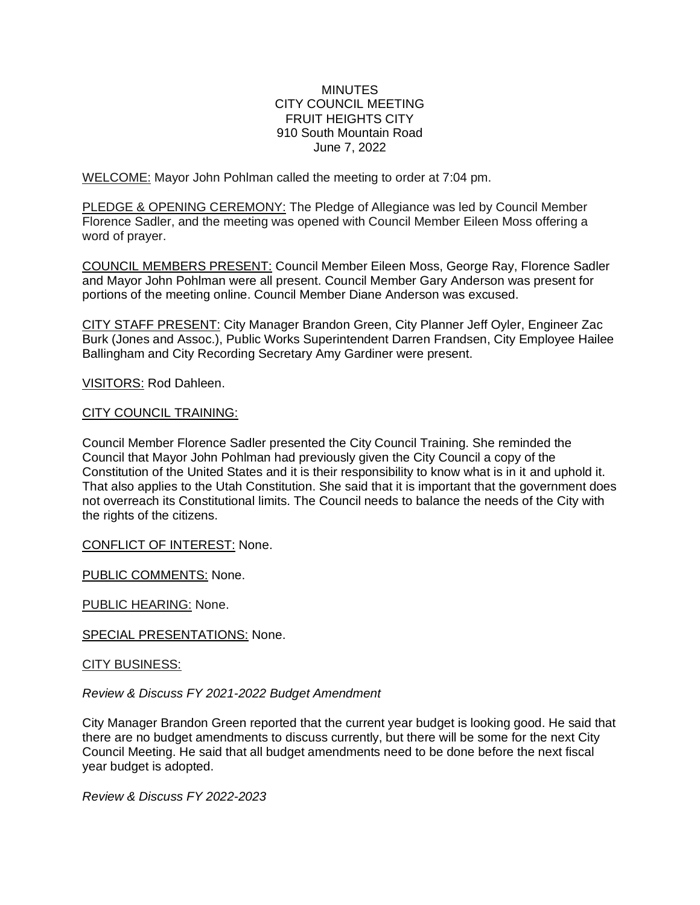MINUTES
CITY COUNCIL MEETING
FRUIT HEIGHTS CITY
910 South Mountain Road
June 7, 2022

WELCOME: Mayor John Pohlman called the meeting to order at 7:04 pm.

PLEDGE & OPENING CEREMONY: The Pledge of Allegiance was led by Council Member Florence Sadler, and the meeting was opened with Council Member Eileen Moss offering a word of prayer.

COUNCIL MEMBERS PRESENT: Council Member Eileen Moss, George Ray, Florence Sadler and Mayor John Pohlman were all present. Council Member Gary Anderson was present for portions of the meeting online. Council Member Diane Anderson was excused.

CITY STAFF PRESENT: City Manager Brandon Green, City Planner Jeff Oyler, Engineer Zac Burk (Jones and Assoc.), Public Works Superintendent Darren Frandsen, City Employee Hailee Ballingham and City Recording Secretary Amy Gardiner were present.

VISITORS: Rod Dahleen.

CITY COUNCIL TRAINING:

Council Member Florence Sadler presented the City Council Training. She reminded the Council that Mayor John Pohlman had previously given the City Council a copy of the Constitution of the United States and it is their responsibility to know what is in it and uphold it. That also applies to the Utah Constitution. She said that it is important that the government does not overreach its Constitutional limits. The Council needs to balance the needs of the City with the rights of the citizens.

CONFLICT OF INTEREST: None.

PUBLIC COMMENTS: None.

PUBLIC HEARING: None.

SPECIAL PRESENTATIONS: None.

CITY BUSINESS:

*Review & Discuss FY 2021-2022 Budget Amendment*

City Manager Brandon Green reported that the current year budget is looking good. He said that there are no budget amendments to discuss currently, but there will be some for the next City Council Meeting. He said that all budget amendments need to be done before the next fiscal year budget is adopted.

*Review & Discuss FY 2022-2023*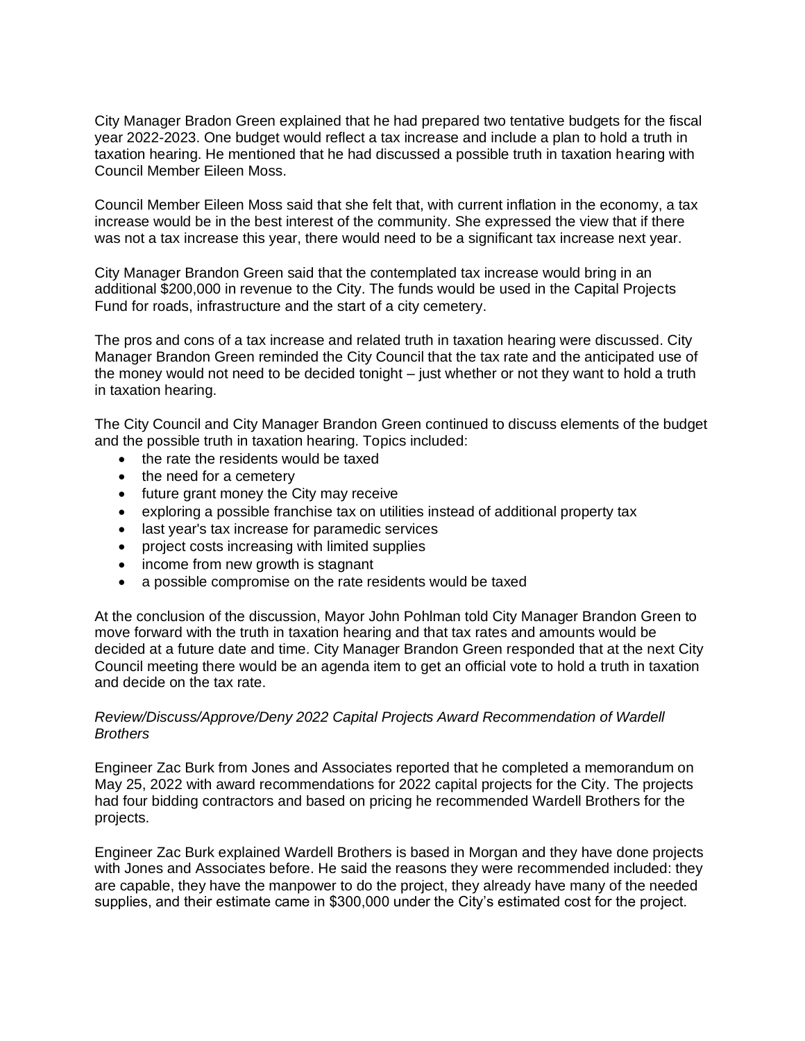City Manager Bradon Green explained that he had prepared two tentative budgets for the fiscal year 2022-2023. One budget would reflect a tax increase and include a plan to hold a truth in taxation hearing. He mentioned that he had discussed a possible truth in taxation hearing with Council Member Eileen Moss.

Council Member Eileen Moss said that she felt that, with current inflation in the economy, a tax increase would be in the best interest of the community. She expressed the view that if there was not a tax increase this year, there would need to be a significant tax increase next year.

City Manager Brandon Green said that the contemplated tax increase would bring in an additional $200,000 in revenue to the City. The funds would be used in the Capital Projects Fund for roads, infrastructure and the start of a city cemetery.

The pros and cons of a tax increase and related truth in taxation hearing were discussed. City Manager Brandon Green reminded the City Council that the tax rate and the anticipated use of the money would not need to be decided tonight – just whether or not they want to hold a truth in taxation hearing.

The City Council and City Manager Brandon Green continued to discuss elements of the budget and the possible truth in taxation hearing. Topics included:

- the rate the residents would be taxed
- the need for a cemetery
- future grant money the City may receive
- exploring a possible franchise tax on utilities instead of additional property tax
- last year's tax increase for paramedic services
- project costs increasing with limited supplies
- income from new growth is stagnant
- a possible compromise on the rate residents would be taxed

At the conclusion of the discussion, Mayor John Pohlman told City Manager Brandon Green to move forward with the truth in taxation hearing and that tax rates and amounts would be decided at a future date and time. City Manager Brandon Green responded that at the next City Council meeting there would be an agenda item to get an official vote to hold a truth in taxation and decide on the tax rate.

*Review/Discuss/Approve/Deny 2022 Capital Projects Award Recommendation of Wardell Brothers*

Engineer Zac Burk from Jones and Associates reported that he completed a memorandum on May 25, 2022 with award recommendations for 2022 capital projects for the City. The projects had four bidding contractors and based on pricing he recommended Wardell Brothers for the projects.

Engineer Zac Burk explained Wardell Brothers is based in Morgan and they have done projects with Jones and Associates before. He said the reasons they were recommended included: they are capable, they have the manpower to do the project, they already have many of the needed supplies, and their estimate came in $300,000 under the City's estimated cost for the project.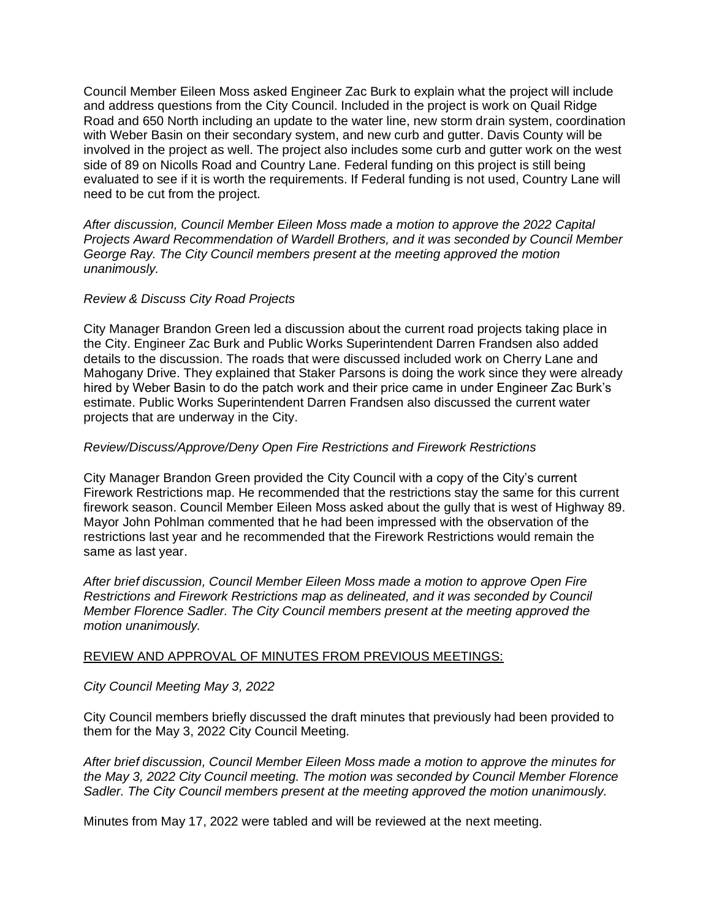Council Member Eileen Moss asked Engineer Zac Burk to explain what the project will include and address questions from the City Council. Included in the project is work on Quail Ridge Road and 650 North including an update to the water line, new storm drain system, coordination with Weber Basin on their secondary system, and new curb and gutter. Davis County will be involved in the project as well. The project also includes some curb and gutter work on the west side of 89 on Nicolls Road and Country Lane. Federal funding on this project is still being evaluated to see if it is worth the requirements. If Federal funding is not used, Country Lane will need to be cut from the project.

*After discussion, Council Member Eileen Moss made a motion to approve the 2022 Capital Projects Award Recommendation of Wardell Brothers, and it was seconded by Council Member George Ray. The City Council members present at the meeting approved the motion unanimously.*

*Review & Discuss City Road Projects*

City Manager Brandon Green led a discussion about the current road projects taking place in the City. Engineer Zac Burk and Public Works Superintendent Darren Frandsen also added details to the discussion. The roads that were discussed included work on Cherry Lane and Mahogany Drive. They explained that Staker Parsons is doing the work since they were already hired by Weber Basin to do the patch work and their price came in under Engineer Zac Burk's estimate. Public Works Superintendent Darren Frandsen also discussed the current water projects that are underway in the City.

*Review/Discuss/Approve/Deny Open Fire Restrictions and Firework Restrictions*

City Manager Brandon Green provided the City Council with a copy of the City's current Firework Restrictions map. He recommended that the restrictions stay the same for this current firework season. Council Member Eileen Moss asked about the gully that is west of Highway 89. Mayor John Pohlman commented that he had been impressed with the observation of the restrictions last year and he recommended that the Firework Restrictions would remain the same as last year.

*After brief discussion, Council Member Eileen Moss made a motion to approve Open Fire Restrictions and Firework Restrictions map as delineated, and it was seconded by Council Member Florence Sadler. The City Council members present at the meeting approved the motion unanimously.*

<u>REVIEW AND APPROVAL OF MINUTES FROM PREVIOUS MEETINGS:</u>

*City Council Meeting May 3, 2022*

City Council members briefly discussed the draft minutes that previously had been provided to them for the May 3, 2022 City Council Meeting.

*After brief discussion, Council Member Eileen Moss made a motion to approve the minutes for the May 3, 2022 City Council meeting. The motion was seconded by Council Member Florence Sadler. The City Council members present at the meeting approved the motion unanimously.*

Minutes from May 17, 2022 were tabled and will be reviewed at the next meeting.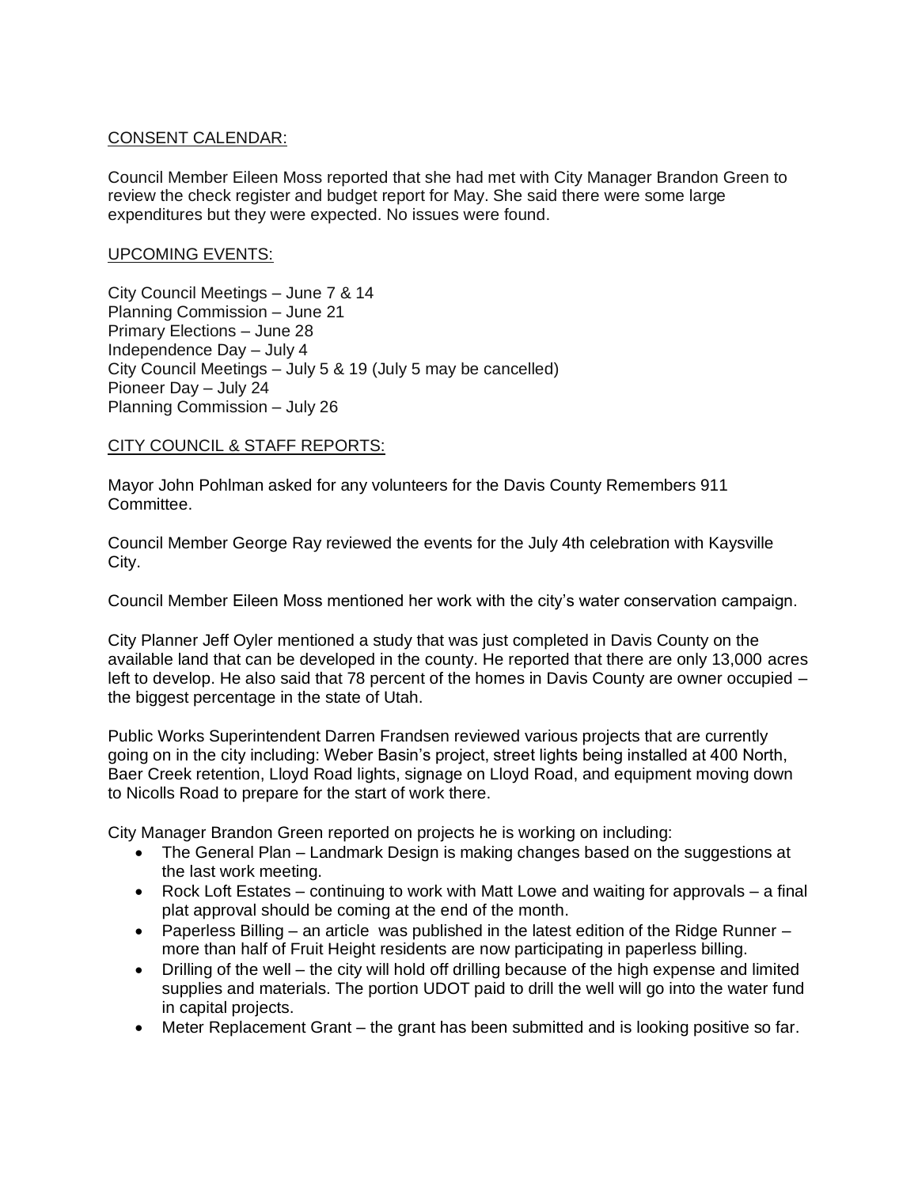CONSENT CALENDAR:

Council Member Eileen Moss reported that she had met with City Manager Brandon Green to review the check register and budget report for May. She said there were some large expenditures but they were expected. No issues were found.

UPCOMING EVENTS:

City Council Meetings – June 7 & 14
Planning Commission – June 21
Primary Elections – June 28
Independence Day – July 4
City Council Meetings – July 5 & 19 (July 5 may be cancelled)
Pioneer Day – July 24
Planning Commission – July 26

CITY COUNCIL & STAFF REPORTS:

Mayor John Pohlman asked for any volunteers for the Davis County Remembers 911 Committee.

Council Member George Ray reviewed the events for the July 4th celebration with Kaysville City.

Council Member Eileen Moss mentioned her work with the city's water conservation campaign.

City Planner Jeff Oyler mentioned a study that was just completed in Davis County on the available land that can be developed in the county. He reported that there are only 13,000 acres left to develop. He also said that 78 percent of the homes in Davis County are owner occupied – the biggest percentage in the state of Utah.

Public Works Superintendent Darren Frandsen reviewed various projects that are currently going on in the city including: Weber Basin's project, street lights being installed at 400 North, Baer Creek retention, Lloyd Road lights, signage on Lloyd Road, and equipment moving down to Nicolls Road to prepare for the start of work there.

City Manager Brandon Green reported on projects he is working on including:

- The General Plan – Landmark Design is making changes based on the suggestions at the last work meeting.
- Rock Loft Estates – continuing to work with Matt Lowe and waiting for approvals – a final plat approval should be coming at the end of the month.
- Paperless Billing – an article was published in the latest edition of the Ridge Runner – more than half of Fruit Height residents are now participating in paperless billing.
- Drilling of the well – the city will hold off drilling because of the high expense and limited supplies and materials. The portion UDOT paid to drill the well will go into the water fund in capital projects.
- Meter Replacement Grant – the grant has been submitted and is looking positive so far.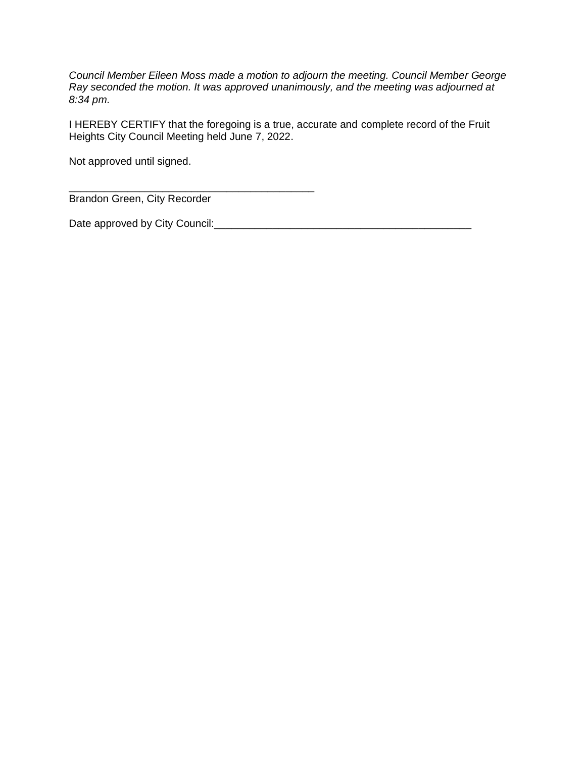*Council Member Eileen Moss made a motion to adjourn the meeting. Council Member George Ray seconded the motion. It was approved unanimously, and the meeting was adjourned at 8:34 pm.*

I HEREBY CERTIFY that the foregoing is a true, accurate and complete record of the Fruit Heights City Council Meeting held June 7, 2022.

Not approved until signed.

\_\_\_\_\_\_\_\_\_\_\_\_\_\_\_\_\_\_\_\_\_\_\_\_\_\_\_\_\_\_\_\_\_\_\_\_\_\_\_\_\_\_\_\_
Brandon Green, City Recorder

Date approved by City Council:\_\_\_\_\_\_\_\_\_\_\_\_\_\_\_\_\_\_\_\_\_\_\_\_\_\_\_\_\_\_\_\_\_\_\_\_\_\_\_\_\_\_\_\_